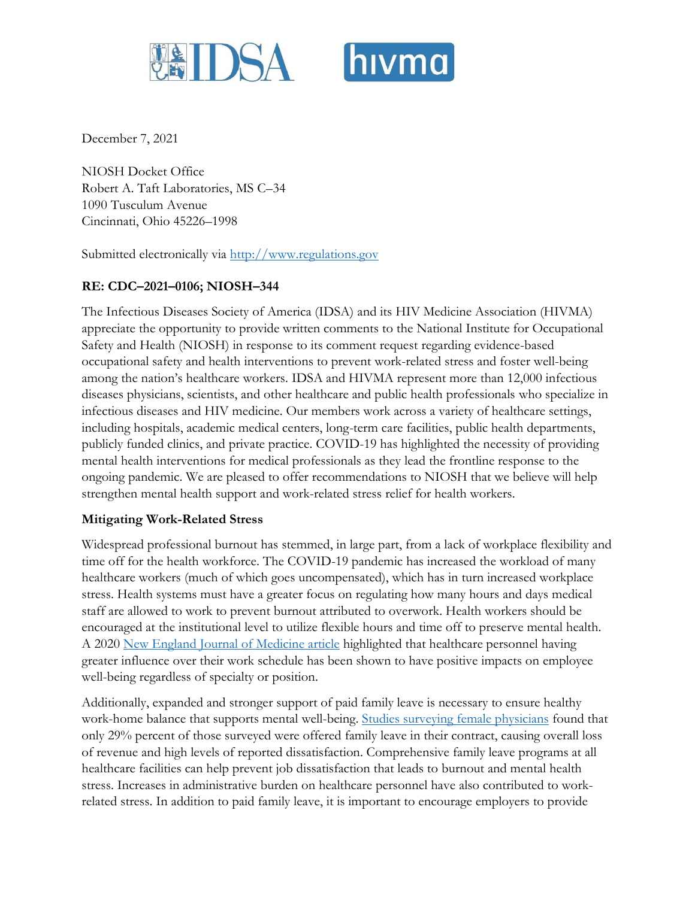December 7, 2021

NIOSH Docket Office
Robert A. Taft Laboratories, MS C–34
1090 Tusculum Avenue
Cincinnati, Ohio 45226–1998

Submitted electronically via [http://www.regulations.gov](http://www.regulations.gov)

**RE: CDC–2021–0106; NIOSH–344**

The Infectious Diseases Society of America (IDSA) and its HIV Medicine Association (HIVMA) appreciate the opportunity to provide written comments to the National Institute for Occupational Safety and Health (NIOSH) in response to its comment request regarding evidence-based occupational safety and health interventions to prevent work-related stress and foster well-being among the nation's healthcare workers. IDSA and HIVMA represent more than 12,000 infectious diseases physicians, scientists, and other healthcare and public health professionals who specialize in infectious diseases and HIV medicine. Our members work across a variety of healthcare settings, including hospitals, academic medical centers, long-term care facilities, public health departments, publicly funded clinics, and private practice. COVID-19 has highlighted the necessity of providing mental health interventions for medical professionals as they lead the frontline response to the ongoing pandemic. We are pleased to offer recommendations to NIOSH that we believe will help strengthen mental health support and work-related stress relief for health workers.

**Mitigating Work-Related Stress**

Widespread professional burnout has stemmed, in large part, from a lack of workplace flexibility and time off for the health workforce. The COVID-19 pandemic has increased the workload of many healthcare workers (much of which goes uncompensated), which has in turn increased workplace stress. Health systems must have a greater focus on regulating how many hours and days medical staff are allowed to work to prevent burnout attributed to overwork. Health workers should be encouraged at the institutional level to utilize flexible hours and time off to preserve mental health. A 2020 New England Journal of Medicine article highlighted that healthcare personnel having greater influence over their work schedule has been shown to have positive impacts on employee well-being regardless of specialty or position.

Additionally, expanded and stronger support of paid family leave is necessary to ensure healthy work-home balance that supports mental well-being. Studies surveying female physicians found that only 29% percent of those surveyed were offered family leave in their contract, causing overall loss of revenue and high levels of reported dissatisfaction. Comprehensive family leave programs at all healthcare facilities can help prevent job dissatisfaction that leads to burnout and mental health stress. Increases in administrative burden on healthcare personnel have also contributed to work-related stress. In addition to paid family leave, it is important to encourage employers to provide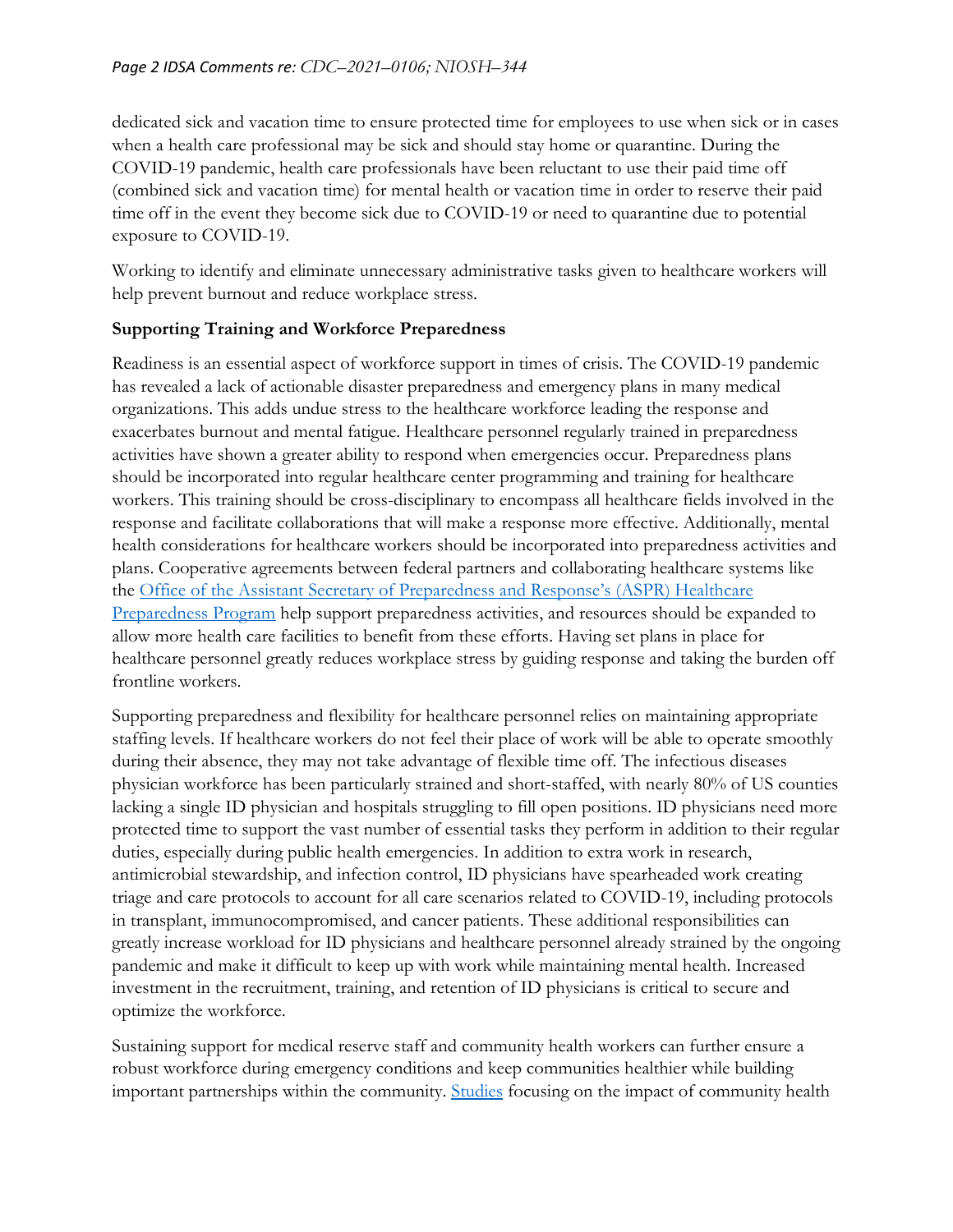dedicated sick and vacation time to ensure protected time for employees to use when sick or in cases when a health care professional may be sick and should stay home or quarantine. During the COVID-19 pandemic, health care professionals have been reluctant to use their paid time off (combined sick and vacation time) for mental health or vacation time in order to reserve their paid time off in the event they become sick due to COVID-19 or need to quarantine due to potential exposure to COVID-19.

Working to identify and eliminate unnecessary administrative tasks given to healthcare workers will help prevent burnout and reduce workplace stress.

**Supporting Training and Workforce Preparedness**

Readiness is an essential aspect of workforce support in times of crisis. The COVID-19 pandemic has revealed a lack of actionable disaster preparedness and emergency plans in many medical organizations. This adds undue stress to the healthcare workforce leading the response and exacerbates burnout and mental fatigue. Healthcare personnel regularly trained in preparedness activities have shown a greater ability to respond when emergencies occur. Preparedness plans should be incorporated into regular healthcare center programming and training for healthcare workers. This training should be cross-disciplinary to encompass all healthcare fields involved in the response and facilitate collaborations that will make a response more effective. Additionally, mental health considerations for healthcare workers should be incorporated into preparedness activities and plans. Cooperative agreements between federal partners and collaborating healthcare systems like the Office of the Assistant Secretary of Preparedness and Response's (ASPR) Healthcare Preparedness Program help support preparedness activities, and resources should be expanded to allow more health care facilities to benefit from these efforts. Having set plans in place for healthcare personnel greatly reduces workplace stress by guiding response and taking the burden off frontline workers.

Supporting preparedness and flexibility for healthcare personnel relies on maintaining appropriate staffing levels. If healthcare workers do not feel their place of work will be able to operate smoothly during their absence, they may not take advantage of flexible time off. The infectious diseases physician workforce has been particularly strained and short-staffed, with nearly 80% of US counties lacking a single ID physician and hospitals struggling to fill open positions. ID physicians need more protected time to support the vast number of essential tasks they perform in addition to their regular duties, especially during public health emergencies. In addition to extra work in research, antimicrobial stewardship, and infection control, ID physicians have spearheaded work creating triage and care protocols to account for all care scenarios related to COVID-19, including protocols in transplant, immunocompromised, and cancer patients. These additional responsibilities can greatly increase workload for ID physicians and healthcare personnel already strained by the ongoing pandemic and make it difficult to keep up with work while maintaining mental health. Increased investment in the recruitment, training, and retention of ID physicians is critical to secure and optimize the workforce.

Sustaining support for medical reserve staff and community health workers can further ensure a robust workforce during emergency conditions and keep communities healthier while building important partnerships within the community. Studies focusing on the impact of community health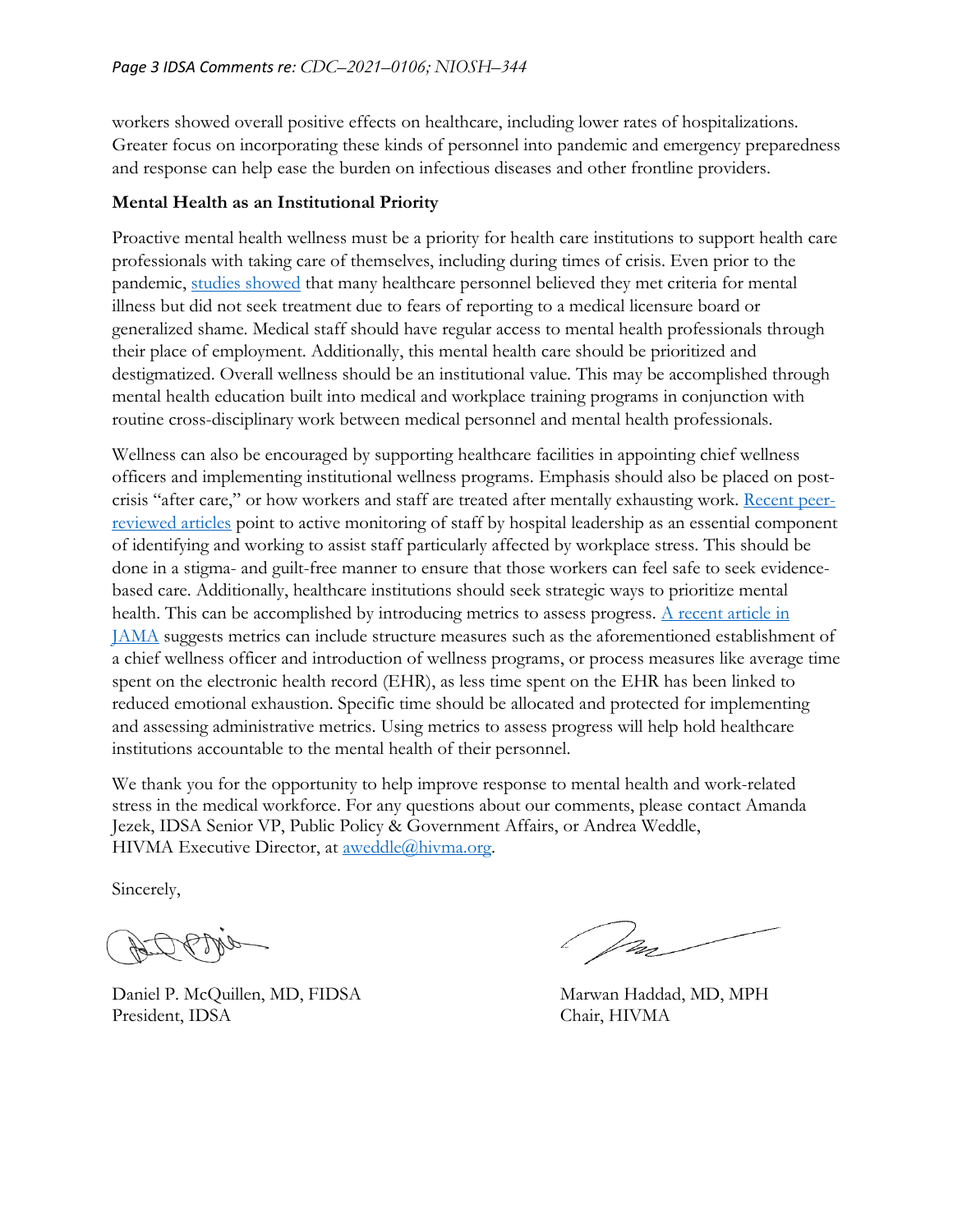workers showed overall positive effects on healthcare, including lower rates of hospitalizations. Greater focus on incorporating these kinds of personnel into pandemic and emergency preparedness and response can help ease the burden on infectious diseases and other frontline providers.

**Mental Health as an Institutional Priority**

Proactive mental health wellness must be a priority for health care institutions to support health care professionals with taking care of themselves, including during times of crisis. Even prior to the pandemic, studies showed that many healthcare personnel believed they met criteria for mental illness but did not seek treatment due to fears of reporting to a medical licensure board or generalized shame. Medical staff should have regular access to mental health professionals through their place of employment. Additionally, this mental health care should be prioritized and destigmatized. Overall wellness should be an institutional value. This may be accomplished through mental health education built into medical and workplace training programs in conjunction with routine cross-disciplinary work between medical personnel and mental health professionals.

Wellness can also be encouraged by supporting healthcare facilities in appointing chief wellness officers and implementing institutional wellness programs. Emphasis should also be placed on post-crisis "after care," or how workers and staff are treated after mentally exhausting work. Recent peer-reviewed articles point to active monitoring of staff by hospital leadership as an essential component of identifying and working to assist staff particularly affected by workplace stress. This should be done in a stigma- and guilt-free manner to ensure that those workers can feel safe to seek evidence-based care. Additionally, healthcare institutions should seek strategic ways to prioritize mental health. This can be accomplished by introducing metrics to assess progress. A recent article in JAMA suggests metrics can include structure measures such as the aforementioned establishment of a chief wellness officer and introduction of wellness programs, or process measures like average time spent on the electronic health record (EHR), as less time spent on the EHR has been linked to reduced emotional exhaustion. Specific time should be allocated and protected for implementing and assessing administrative metrics. Using metrics to assess progress will help hold healthcare institutions accountable to the mental health of their personnel.

We thank you for the opportunity to help improve response to mental health and work-related stress in the medical workforce. For any questions about our comments, please contact Amanda Jezek, IDSA Senior VP, Public Policy & Government Affairs, or Andrea Weddle, HIVMA Executive Director, at aweddle@hivma.org.

Sincerely,

Daniel P. McQuillen, MD, FIDSA
President, IDSA

Marwan Haddad, MD, MPH
Chair, HIVMA